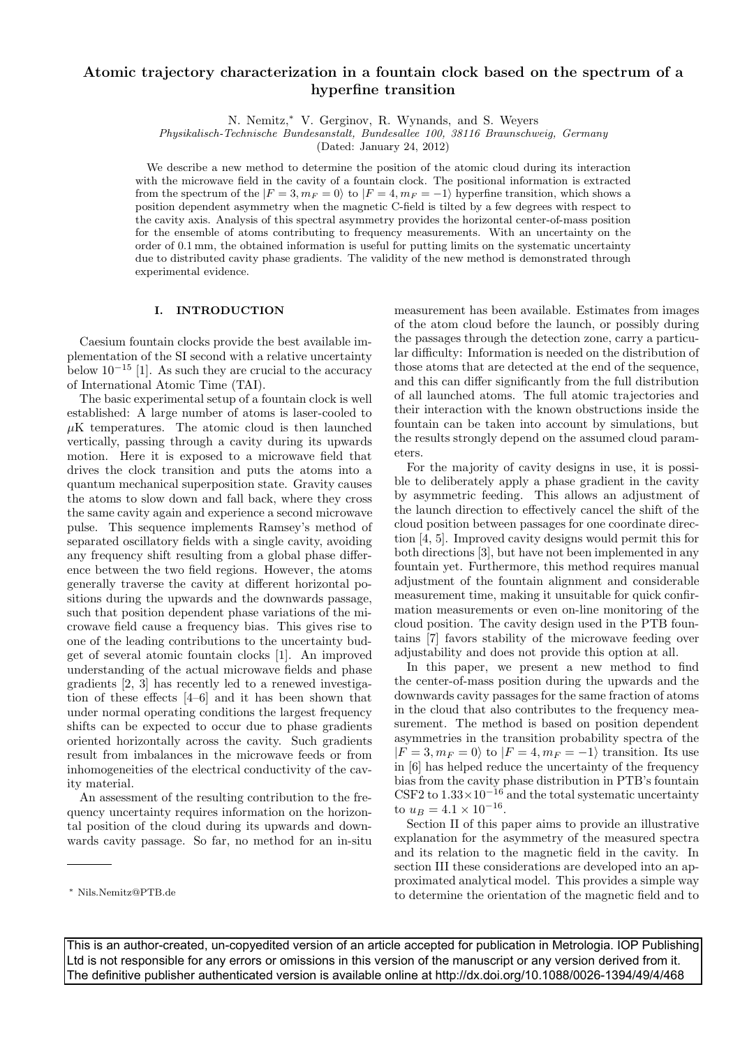# Atomic trajectory characterization in a fountain clock based on the spectrum of a hyperfine transition

N. Nemitz,* V. Gerginov, R. Wynands, and S. Weyers

*Physikalisch-Technische Bundesanstalt, Bundesallee 100, 38116 Braunschweig, Germany*

(Dated: January 24, 2012)

We describe a new method to determine the position of the atomic cloud during its interaction with the microwave field in the cavity of a fountain clock. The positional information is extracted from the spectrum of the $|F=3, m_F=0\rangle$ to $|F=4, m_F=-1\rangle$ hyperfine transition, which shows a position dependent asymmetry when the magnetic C-field is tilted by a few degrees with respect to the cavity axis. Analysis of this spectral asymmetry provides the horizontal center-of-mass position for the ensemble of atoms contributing to frequency measurements. With an uncertainty on the order of 0.1 mm, the obtained information is useful for putting limits on the systematic uncertainty due to distributed cavity phase gradients. The validity of the new method is demonstrated through experimental evidence.

## I. INTRODUCTION

Caesium fountain clocks provide the best available implementation of the SI second with a relative uncertainty below $10^{-15}$ [1]. As such they are crucial to the accuracy of International Atomic Time (TAI).

The basic experimental setup of a fountain clock is well established: A large number of atoms is laser-cooled to $\mu$K temperatures. The atomic cloud is then launched vertically, passing through a cavity during its upwards motion. Here it is exposed to a microwave field that drives the clock transition and puts the atoms into a quantum mechanical superposition state. Gravity causes the atoms to slow down and fall back, where they cross the same cavity again and experience a second microwave pulse. This sequence implements Ramsey's method of separated oscillatory fields with a single cavity, avoiding any frequency shift resulting from a global phase difference between the two field regions. However, the atoms generally traverse the cavity at different horizontal positions during the upwards and the downwards passage, such that position dependent phase variations of the microwave field cause a frequency bias. This gives rise to one of the leading contributions to the uncertainty budget of several atomic fountain clocks [1]. An improved understanding of the actual microwave fields and phase gradients [2, 3] has recently led to a renewed investigation of these effects [4–6] and it has been shown that under normal operating conditions the largest frequency shifts can be expected to occur due to phase gradients oriented horizontally across the cavity. Such gradients result from imbalances in the microwave feeds or from inhomogeneities of the electrical conductivity of the cavity material.

An assessment of the resulting contribution to the frequency uncertainty requires information on the horizontal position of the cloud during its upwards and downwards cavity passage. So far, no method for an in-situ measurement has been available. Estimates from images of the atom cloud before the launch, or possibly during the passages through the detection zone, carry a particular difficulty: Information is needed on the distribution of those atoms that are detected at the end of the sequence, and this can differ significantly from the full distribution of all launched atoms. The full atomic trajectories and their interaction with the known obstructions inside the fountain can be taken into account by simulations, but the results strongly depend on the assumed cloud parameters.

For the majority of cavity designs in use, it is possible to deliberately apply a phase gradient in the cavity by asymmetric feeding. This allows an adjustment of the launch direction to effectively cancel the shift of the cloud position between passages for one coordinate direction [4, 5]. Improved cavity designs would permit this for both directions [3], but have not been implemented in any fountain yet. Furthermore, this method requires manual adjustment of the fountain alignment and considerable measurement time, making it unsuitable for quick confirmation measurements or even on-line monitoring of the cloud position. The cavity design used in the PTB fountains [7] favors stability of the microwave feeding over adjustability and does not provide this option at all.

In this paper, we present a new method to find the center-of-mass position during the upwards and the downwards cavity passages for the same fraction of atoms in the cloud that also contributes to the frequency measurement. The method is based on position dependent asymmetries in the transition probability spectra of the $|F=3, m_F=0\rangle$ to $|F=4, m_F=-1\rangle$ transition. Its use in [6] has helped reduce the uncertainty of the frequency bias from the cavity phase distribution in PTB's fountain CSF2 to $1.33\times10^{-16}$ and the total systematic uncertainty to $u_B = 4.1\times10^{-16}$.

Section II of this paper aims to provide an illustrative explanation for the asymmetry of the measured spectra and its relation to the magnetic field in the cavity. In section III these considerations are developed into an approximated analytical model. This provides a simple way to determine the orientation of the magnetic field and to

---

* Nils.Nemitz@PTB.de

This is an author-created, un-copyedited version of an article accepted for publication in Metrologia. IOP Publishing Ltd is not responsible for any errors or omissions in this version of the manuscript or any version derived from it. The definitive publisher authenticated version is available online at http://dx.doi.org/10.1088/0026-1394/49/4/468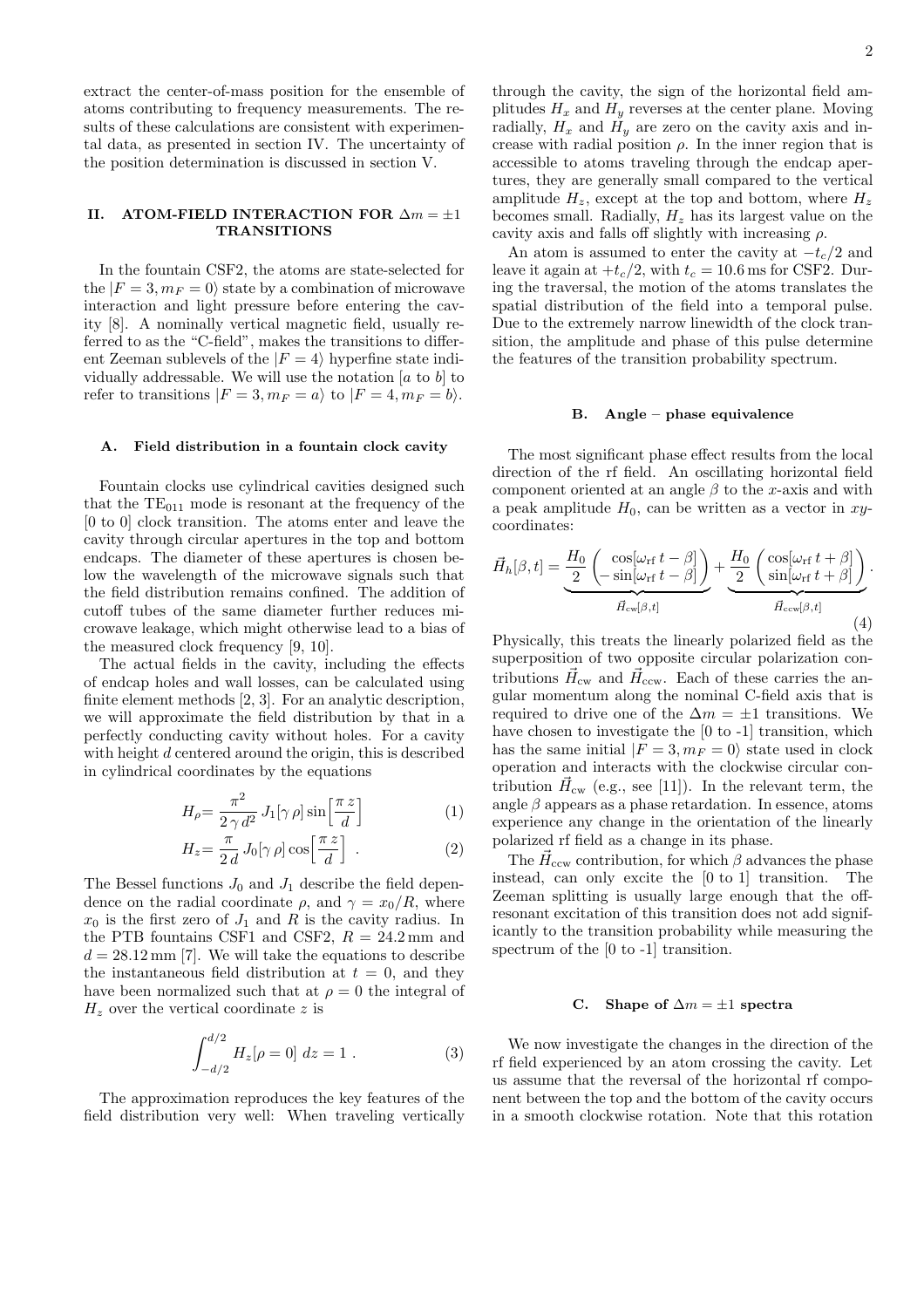extract the center-of-mass position for the ensemble of atoms contributing to frequency measurements. The results of these calculations are consistent with experimental data, as presented in section IV. The uncertainty of the position determination is discussed in section V.

## II. ATOM-FIELD INTERACTION FOR $\Delta m = \pm 1$ TRANSITIONS

In the fountain CSF2, the atoms are state-selected for the $|F = 3, m_F = 0\rangle$ state by a combination of microwave interaction and light pressure before entering the cavity [8]. A nominally vertical magnetic field, usually referred to as the "C-field", makes the transitions to different Zeeman sublevels of the $|F = 4\rangle$ hyperfine state individually addressable. We will use the notation [$a$ to $b$] to refer to transitions $|F = 3, m_F = a\rangle$ to $|F = 4, m_F = b\rangle$.

### A. Field distribution in a fountain clock cavity

Fountain clocks use cylindrical cavities designed such that the $\mathrm{TE}_{011}$ mode is resonant at the frequency of the [0 to 0] clock transition. The atoms enter and leave the cavity through circular apertures in the top and bottom endcaps. The diameter of these apertures is chosen below the wavelength of the microwave signals such that the field distribution remains confined. The addition of cutoff tubes of the same diameter further reduces microwave leakage, which might otherwise lead to a bias of the measured clock frequency [9, 10].

The actual fields in the cavity, including the effects of endcap holes and wall losses, can be calculated using finite element methods [2, 3]. For an analytic description, we will approximate the field distribution by that in a perfectly conducting cavity without holes. For a cavity with height $d$ centered around the origin, this is described in cylindrical coordinates by the equations

$$H_\rho = \frac{\pi^2}{2\,\gamma\,d^2}\,J_1[\gamma\,\rho]\sin\Big[\frac{\pi\,z}{d}\Big] \tag{1}$$

$$H_z = \frac{\pi}{2\,d}\,J_0[\gamma\,\rho]\cos\Big[\frac{\pi\,z}{d}\Big]\ . \tag{2}$$

The Bessel functions $J_0$ and $J_1$ describe the field dependence on the radial coordinate $\rho$, and $\gamma = x_0/R$, where $x_0$ is the first zero of $J_1$ and $R$ is the cavity radius. In the PTB fountains CSF1 and CSF2, $R = 24.2\,\mathrm{mm}$ and $d = 28.12\,\mathrm{mm}$ [7]. We will take the equations to describe the instantaneous field distribution at $t = 0$, and they have been normalized such that at $\rho = 0$ the integral of $H_z$ over the vertical coordinate $z$ is

$$\int_{-d/2}^{d/2} H_z[\rho = 0]\ dz = 1\ . \tag{3}$$

The approximation reproduces the key features of the field distribution very well: When traveling vertically through the cavity, the sign of the horizontal field amplitudes $H_x$ and $H_y$ reverses at the center plane. Moving radially, $H_x$ and $H_y$ are zero on the cavity axis and increase with radial position $\rho$. In the inner region that is accessible to atoms traveling through the endcap apertures, they are generally small compared to the vertical amplitude $H_z$, except at the top and bottom, where $H_z$ becomes small. Radially, $H_z$ has its largest value on the cavity axis and falls off slightly with increasing $\rho$.

An atom is assumed to enter the cavity at $-t_c/2$ and leave it again at $+t_c/2$, with $t_c = 10.6\,\mathrm{ms}$ for CSF2. During the traversal, the motion of the atoms translates the spatial distribution of the field into a temporal pulse. Due to the extremely narrow linewidth of the clock transition, the amplitude and phase of this pulse determine the features of the transition probability spectrum.

### B. Angle – phase equivalence

The most significant phase effect results from the local direction of the rf field. An oscillating horizontal field component oriented at an angle $\beta$ to the $x$-axis and with a peak amplitude $H_0$, can be written as a vector in $xy$-coordinates:

$$\vec{H}_h[\beta, t] = \underbrace{\frac{H_0}{2}\begin{pmatrix}\cos[\omega_{\mathrm{rf}}\,t - \beta]\\ -\sin[\omega_{\mathrm{rf}}\,t - \beta]\end{pmatrix}}_{\vec{H}_{\mathrm{cw}}[\beta,t]} + \underbrace{\frac{H_0}{2}\begin{pmatrix}\cos[\omega_{\mathrm{rf}}\,t + \beta]\\ \sin[\omega_{\mathrm{rf}}\,t + \beta]\end{pmatrix}}_{\vec{H}_{\mathrm{ccw}}[\beta,t]}. \tag{4}$$

Physically, this treats the linearly polarized field as the superposition of two opposite circular polarization contributions $\vec{H}_{\mathrm{cw}}$ and $\vec{H}_{\mathrm{ccw}}$. Each of these carries the angular momentum along the nominal C-field axis that is required to drive one of the $\Delta m = \pm 1$ transitions. We have chosen to investigate the [0 to -1] transition, which has the same initial $|F = 3, m_F = 0\rangle$ state used in clock operation and interacts with the clockwise circular contribution $\vec{H}_{\mathrm{cw}}$ (e.g., see [11]). In the relevant term, the angle $\beta$ appears as a phase retardation. In essence, atoms experience any change in the orientation of the linearly polarized rf field as a change in its phase.

The $\vec{H}_{\mathrm{ccw}}$ contribution, for which $\beta$ advances the phase instead, can only excite the [0 to 1] transition. The Zeeman splitting is usually large enough that the off-resonant excitation of this transition does not add significantly to the transition probability while measuring the spectrum of the [0 to -1] transition.

### C. Shape of $\Delta m = \pm 1$ spectra

We now investigate the changes in the direction of the rf field experienced by an atom crossing the cavity. Let us assume that the reversal of the horizontal rf component between the top and the bottom of the cavity occurs in a smooth clockwise rotation. Note that this rotation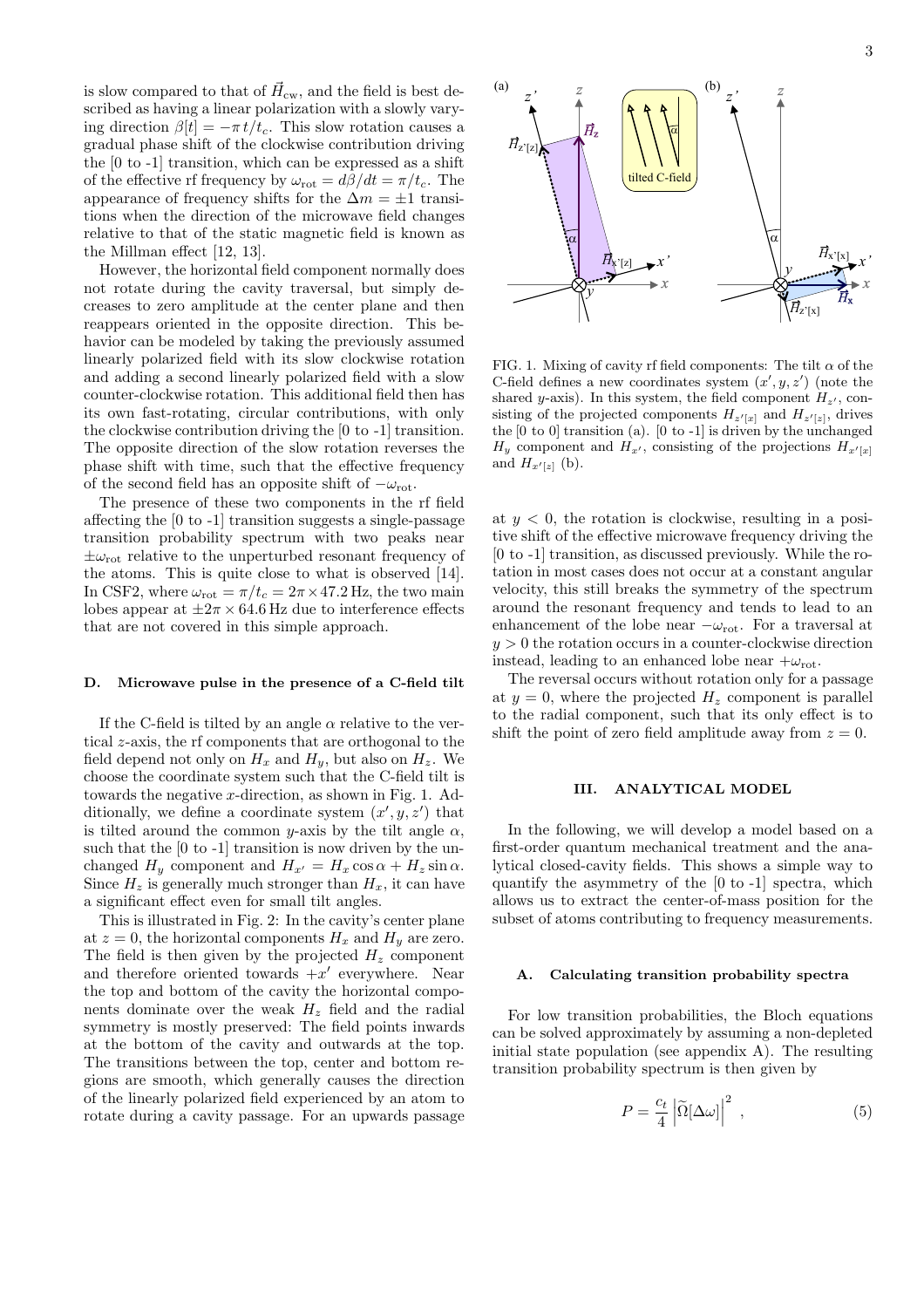is slow compared to that of $\vec{H}_{\rm cw}$, and the field is best described as having a linear polarization with a slowly varying direction $\beta[t] = -\pi\, t/t_c$. This slow rotation causes a gradual phase shift of the clockwise contribution driving the [0 to -1] transition, which can be expressed as a shift of the effective rf frequency by $\omega_{\rm rot} = d\beta/dt = \pi/t_c$. The appearance of frequency shifts for the $\Delta m = \pm 1$ transitions when the direction of the microwave field changes relative to that of the static magnetic field is known as the Millman effect [12, 13].

However, the horizontal field component normally does not rotate during the cavity traversal, but simply decreases to zero amplitude at the center plane and then reappears oriented in the opposite direction. This behavior can be modeled by taking the previously assumed linearly polarized field with its slow clockwise rotation and adding a second linearly polarized field with a slow counter-clockwise rotation. This additional field then has its own fast-rotating, circular contributions, with only the clockwise contribution driving the [0 to -1] transition. The opposite direction of the slow rotation reverses the phase shift with time, such that the effective frequency of the second field has an opposite shift of $-\omega_{\rm rot}$.

The presence of these two components in the rf field affecting the [0 to -1] transition suggests a single-passage transition probability spectrum with two peaks near $\pm\omega_{\rm rot}$ relative to the unperturbed resonant frequency of the atoms. This is quite close to what is observed [14]. In CSF2, where $\omega_{\rm rot} = \pi/t_c = 2\pi \times 47.2\,$Hz, the two main lobes appear at $\pm 2\pi \times 64.6\,$Hz due to interference effects that are not covered in this simple approach.

### D. Microwave pulse in the presence of a C-field tilt

If the C-field is tilted by an angle $\alpha$ relative to the vertical $z$-axis, the rf components that are orthogonal to the field depend not only on $H_x$ and $H_y$, but also on $H_z$. We choose the coordinate system such that the C-field tilt is towards the negative $x$-direction, as shown in Fig. 1. Additionally, we define a coordinate system $(x', y, z')$ that is tilted around the common $y$-axis by the tilt angle $\alpha$, such that the [0 to -1] transition is now driven by the unchanged $H_y$ component and $H_{x'} = H_x \cos\alpha + H_z \sin\alpha$. Since $H_z$ is generally much stronger than $H_x$, it can have a significant effect even for small tilt angles.

This is illustrated in Fig. 2: In the cavity's center plane at $z = 0$, the horizontal components $H_x$ and $H_y$ are zero. The field is then given by the projected $H_z$ component and therefore oriented towards $+x'$ everywhere. Near the top and bottom of the cavity the horizontal components dominate over the weak $H_z$ field and the radial symmetry is mostly preserved: The field points inwards at the bottom of the cavity and outwards at the top. The transitions between the top, center and bottom regions are smooth, which generally causes the direction of the linearly polarized field experienced by an atom to rotate during a cavity passage. For an upwards passage

FIG. 1. Mixing of cavity rf field components: The tilt $\alpha$ of the C-field defines a new coordinates system $(x', y, z')$ (note the shared $y$-axis). In this system, the field component $H_{z'}$, consisting of the projected components $H_{z'[x]}$ and $H_{z'[z]}$, drives the [0 to 0] transition (a). [0 to -1] is driven by the unchanged $H_y$ component and $H_{x'}$, consisting of the projections $H_{x'[x]}$ and $H_{x'[z]}$ (b).

at $y < 0$, the rotation is clockwise, resulting in a positive shift of the effective microwave frequency driving the [0 to -1] transition, as discussed previously. While the rotation in most cases does not occur at a constant angular velocity, this still breaks the symmetry of the spectrum around the resonant frequency and tends to lead to an enhancement of the lobe near $-\omega_{\rm rot}$. For a traversal at $y > 0$ the rotation occurs in a counter-clockwise direction instead, leading to an enhanced lobe near $+\omega_{\rm rot}$.

The reversal occurs without rotation only for a passage at $y = 0$, where the projected $H_z$ component is parallel to the radial component, such that its only effect is to shift the point of zero field amplitude away from $z = 0$.

## III. ANALYTICAL MODEL

In the following, we will develop a model based on a first-order quantum mechanical treatment and the analytical closed-cavity fields. This shows a simple way to quantify the asymmetry of the [0 to -1] spectra, which allows us to extract the center-of-mass position for the subset of atoms contributing to frequency measurements.

### A. Calculating transition probability spectra

For low transition probabilities, the Bloch equations can be solved approximately by assuming a non-depleted initial state population (see appendix A). The resulting transition probability spectrum is then given by

$$P = \frac{c_t}{4} \left| \widetilde{\Omega}[\Delta\omega] \right|^2 , \qquad (5)$$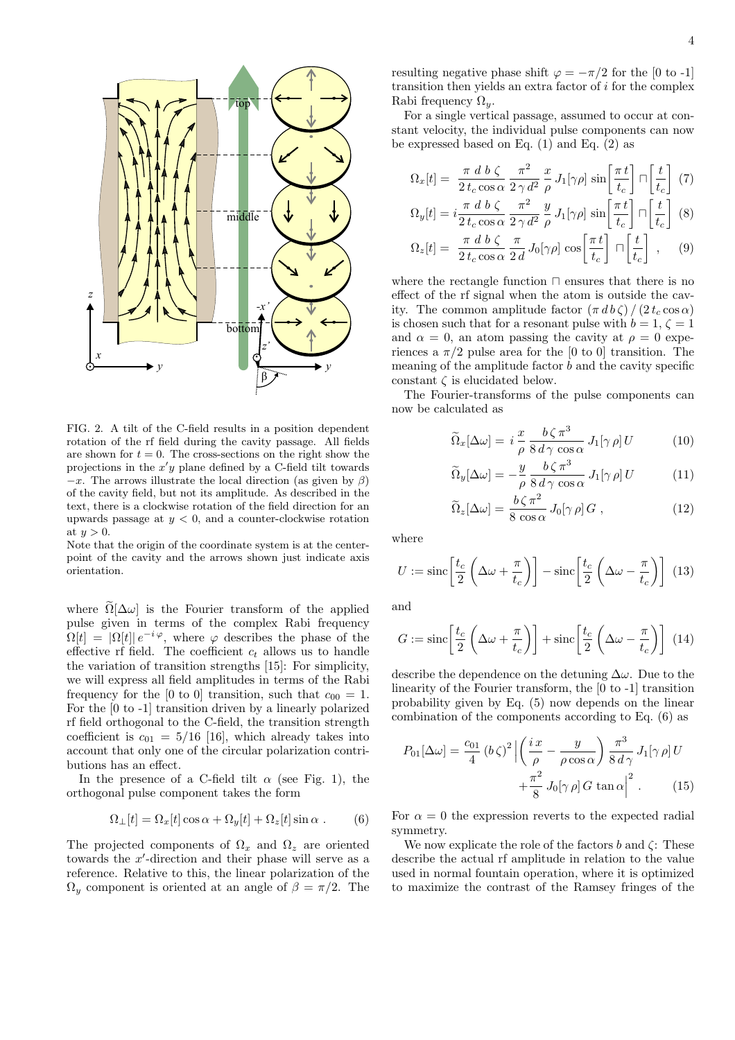FIG. 2. A tilt of the C-field results in a position dependent rotation of the rf field during the cavity passage. All fields are shown for $t = 0$. The cross-sections on the right show the projections in the $x'y$ plane defined by a C-field tilt towards $-x$. The arrows illustrate the local direction (as given by $\beta$) of the cavity field, but not its amplitude. As described in the text, there is a clockwise rotation of the field direction for an upwards passage at $y < 0$, and a counter-clockwise rotation at $y > 0$.
Note that the origin of the coordinate system is at the centerpoint of the cavity and the arrows shown just indicate axis orientation.

where $\widetilde{\Omega}[\Delta\omega]$ is the Fourier transform of the applied pulse given in terms of the complex Rabi frequency $\Omega[t] = |\Omega[t]|\, e^{-i\,\varphi}$, where $\varphi$ describes the phase of the effective rf field. The coefficient $c_t$ allows us to handle the variation of transition strengths [15]: For simplicity, we will express all field amplitudes in terms of the Rabi frequency for the [0 to 0] transition, such that $c_{00} = 1$. For the [0 to -1] transition driven by a linearly polarized rf field orthogonal to the C-field, the transition strength coefficient is $c_{01} = 5/16$ [16], which already takes into account that only one of the circular polarization contributions has an effect.

In the presence of a C-field tilt $\alpha$ (see Fig. 1), the orthogonal pulse component takes the form

$$\Omega_\perp[t] = \Omega_x[t]\cos\alpha + \Omega_y[t] + \Omega_z[t]\sin\alpha\,. \qquad (6)$$

The projected components of $\Omega_x$ and $\Omega_z$ are oriented towards the $x'$-direction and their phase will serve as a reference. Relative to this, the linear polarization of the $\Omega_y$ component is oriented at an angle of $\beta = \pi/2$. The resulting negative phase shift $\varphi = -\pi/2$ for the [0 to -1] transition then yields an extra factor of $i$ for the complex Rabi frequency $\Omega_y$.

For a single vertical passage, assumed to occur at constant velocity, the individual pulse components can now be expressed based on Eq. (1) and Eq. (2) as

$$\Omega_x[t] = \frac{\pi\; d\; b\; \zeta}{2\,t_c\cos\alpha}\,\frac{\pi^2}{2\,\gamma\,d^2}\,\frac{x}{\rho}\,J_1[\gamma\rho]\,\sin\!\left[\frac{\pi\,t}{t_c}\right]\sqcap\!\left[\frac{t}{t_c}\right] \quad (7)$$

$$\Omega_y[t] = i\frac{\pi\; d\; b\; \zeta}{2\,t_c\cos\alpha}\,\frac{\pi^2}{2\,\gamma\,d^2}\,\frac{y}{\rho}\,J_1[\gamma\rho]\,\sin\!\left[\frac{\pi\,t}{t_c}\right]\sqcap\!\left[\frac{t}{t_c}\right] \quad (8)$$

$$\Omega_z[t] = \frac{\pi\; d\; b\; \zeta}{2\,t_c\cos\alpha}\,\frac{\pi}{2\,d}\,J_0[\gamma\rho]\,\cos\!\left[\frac{\pi\,t}{t_c}\right]\sqcap\!\left[\frac{t}{t_c}\right]\,, \quad (9)$$

where the rectangle function $\sqcap$ ensures that there is no effect of the rf signal when the atom is outside the cavity. The common amplitude factor $(\pi\,d\,b\,\zeta)\,/\,(2\,t_c\cos\alpha)$ is chosen such that for a resonant pulse with $b = 1$, $\zeta = 1$ and $\alpha = 0$, an atom passing the cavity at $\rho = 0$ experiences a $\pi/2$ pulse area for the [0 to 0] transition. The meaning of the amplitude factor $b$ and the cavity specific constant $\zeta$ is elucidated below.

The Fourier-transforms of the pulse components can now be calculated as

$$\widetilde{\Omega}_x[\Delta\omega] = i\,\frac{x}{\rho}\,\frac{b\,\zeta\,\pi^3}{8\,d\,\gamma\,\cos\alpha}\,J_1[\gamma\,\rho]\,U \qquad (10)$$

$$\widetilde{\Omega}_y[\Delta\omega] = -\frac{y}{\rho}\,\frac{b\,\zeta\,\pi^3}{8\,d\,\gamma\,\cos\alpha}\,J_1[\gamma\,\rho]\,U \qquad (11)$$

$$\widetilde{\Omega}_z[\Delta\omega] = \frac{b\,\zeta\,\pi^2}{8\,\cos\alpha}\,J_0[\gamma\,\rho]\,G\,, \qquad (12)$$

where

$$U := \mathrm{sinc}\!\left[\frac{t_c}{2}\left(\Delta\omega + \frac{\pi}{t_c}\right)\right] - \mathrm{sinc}\!\left[\frac{t_c}{2}\left(\Delta\omega - \frac{\pi}{t_c}\right)\right] \quad (13)$$

and

$$G := \mathrm{sinc}\!\left[\frac{t_c}{2}\left(\Delta\omega + \frac{\pi}{t_c}\right)\right] + \mathrm{sinc}\!\left[\frac{t_c}{2}\left(\Delta\omega - \frac{\pi}{t_c}\right)\right] \quad (14)$$

describe the dependence on the detuning $\Delta\omega$. Due to the linearity of the Fourier transform, the [0 to -1] transition probability given by Eq. (5) now depends on the linear combination of the components according to Eq. (6) as

$$P_{01}[\Delta\omega] = \frac{c_{01}}{4}\,(b\,\zeta)^2\,\Big|\left(\frac{i\,x}{\rho} - \frac{y}{\rho\cos\alpha}\right)\frac{\pi^3}{8\,d\,\gamma}\,J_1[\gamma\,\rho]\,U + \frac{\pi^2}{8}\,J_0[\gamma\,\rho]\,G\,\tan\alpha\Big|^2\,. \qquad (15)$$

For $\alpha = 0$ the expression reverts to the expected radial symmetry.

We now explicate the role of the factors $b$ and $\zeta$: These describe the actual rf amplitude in relation to the value used in normal fountain operation, where it is optimized to maximize the contrast of the Ramsey fringes of the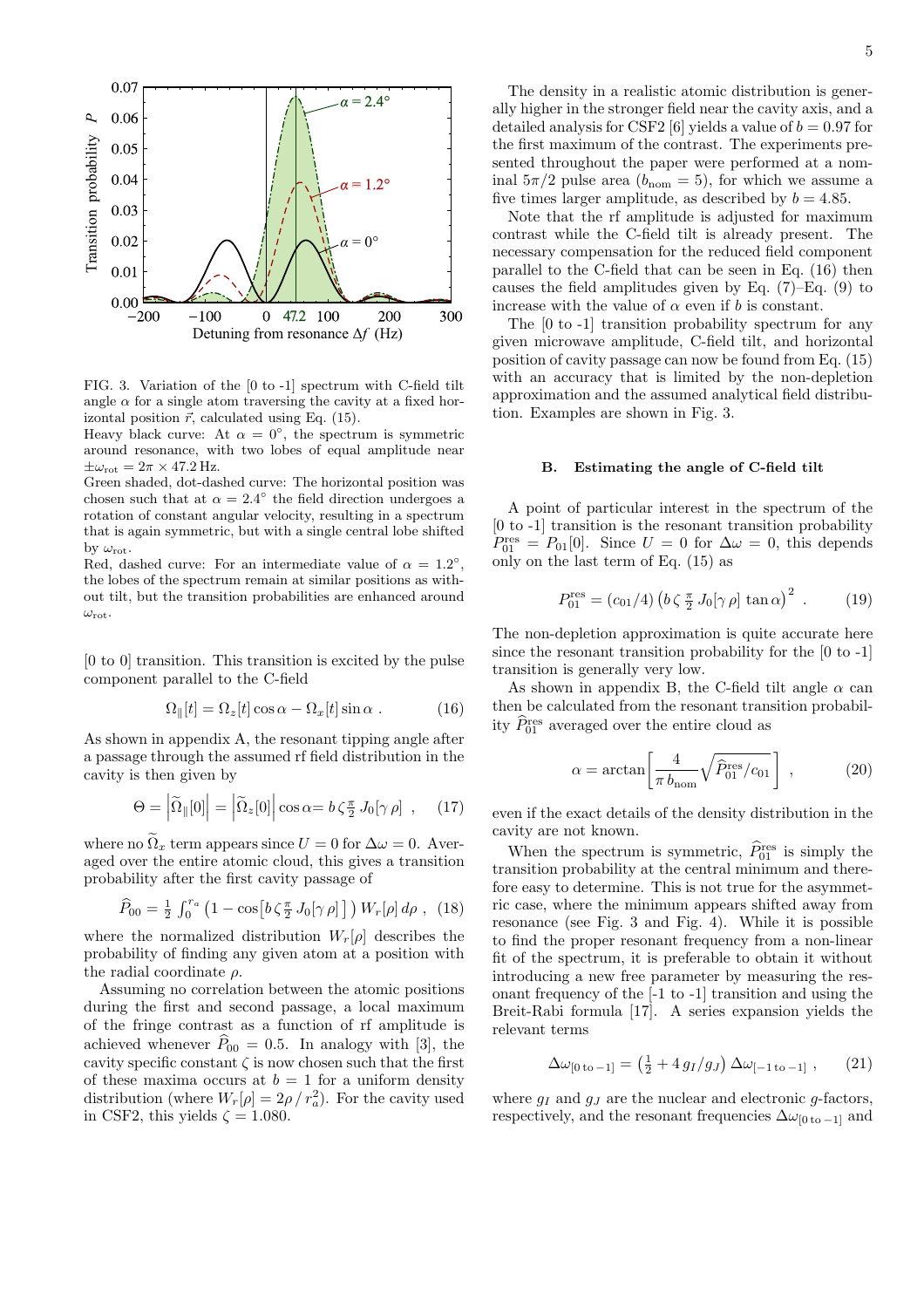FIG. 3. Variation of the [0 to -1] spectrum with C-field tilt angle $\alpha$ for a single atom traversing the cavity at a fixed horizontal position $\vec{r}$, calculated using Eq. (15).
Heavy black curve: At $\alpha = 0°$, the spectrum is symmetric around resonance, with two lobes of equal amplitude near $\pm\omega_{\rm rot} = 2\pi \times 47.2\,{\rm Hz}$.
Green shaded, dot-dashed curve: The horizontal position was chosen such that at $\alpha = 2.4°$ the field direction undergoes a rotation of constant angular velocity, resulting in a spectrum that is again symmetric, but with a single central lobe shifted by $\omega_{\rm rot}$.
Red, dashed curve: For an intermediate value of $\alpha = 1.2°$, the lobes of the spectrum remain at similar positions as without tilt, but the transition probabilities are enhanced around $\omega_{\rm rot}$.

[0 to 0] transition. This transition is excited by the pulse component parallel to the C-field

$$\Omega_\parallel[t] = \Omega_z[t]\cos\alpha - \Omega_x[t]\sin\alpha \ . \tag{16}$$

As shown in appendix A, the resonant tipping angle after a passage through the assumed rf field distribution in the cavity is then given by

$$\Theta = \left|\widetilde{\Omega}_\parallel[0]\right| = \left|\widetilde{\Omega}_z[0]\right|\cos\alpha = b\,\zeta\,\tfrac{\pi}{2}\,J_0[\gamma\,\rho] \ , \tag{17}$$

where no $\widetilde{\Omega}_x$ term appears since $U = 0$ for $\Delta\omega = 0$. Averaged over the entire atomic cloud, this gives a transition probability after the first cavity passage of

$$\widehat{P}_{00} = \tfrac{1}{2}\int_0^{r_a}\left(1 - \cos\left[b\,\zeta\,\tfrac{\pi}{2}\,J_0[\gamma\,\rho]\,\right]\right) W_r[\rho]\,d\rho \ , \tag{18}$$

where the normalized distribution $W_r[\rho]$ describes the probability of finding any given atom at a position with the radial coordinate $\rho$.

Assuming no correlation between the atomic positions during the first and second passage, a local maximum of the fringe contrast as a function of rf amplitude is achieved whenever $\widehat{P}_{00} = 0.5$. In analogy with [3], the cavity specific constant $\zeta$ is now chosen such that the first of these maxima occurs at $b = 1$ for a uniform density distribution (where $W_r[\rho] = 2\rho\,/\,r_a^2$). For the cavity used in CSF2, this yields $\zeta = 1.080$.

The density in a realistic atomic distribution is generally higher in the stronger field near the cavity axis, and a detailed analysis for CSF2 [6] yields a value of $b = 0.97$ for the first maximum of the contrast. The experiments presented throughout the paper were performed at a nominal $5\pi/2$ pulse area ($b_{\rm nom} = 5$), for which we assume a five times larger amplitude, as described by $b = 4.85$.

Note that the rf amplitude is adjusted for maximum contrast while the C-field tilt is already present. The necessary compensation for the reduced field component parallel to the C-field that can be seen in Eq. (16) then causes the field amplitudes given by Eq. (7)–Eq. (9) to increase with the value of $\alpha$ even if $b$ is constant.

The [0 to -1] transition probability spectrum for any given microwave amplitude, C-field tilt, and horizontal position of cavity passage can now be found from Eq. (15) with an accuracy that is limited by the non-depletion approximation and the assumed analytical field distribution. Examples are shown in Fig. 3.

### B. Estimating the angle of C-field tilt

A point of particular interest in the spectrum of the [0 to -1] transition is the resonant transition probability $P_{01}^{\rm res} = P_{01}[0]$. Since $U = 0$ for $\Delta\omega = 0$, this depends only on the last term of Eq. (15) as

$$P_{01}^{\rm res} = (c_{01}/4)\left(b\,\zeta\,\tfrac{\pi}{2}\,J_0[\gamma\,\rho]\,\tan\alpha\right)^2 \ . \tag{19}$$

The non-depletion approximation is quite accurate here since the resonant transition probability for the [0 to -1] transition is generally very low.

As shown in appendix B, the C-field tilt angle $\alpha$ can then be calculated from the resonant transition probability $\widehat{P}_{01}^{\rm res}$ averaged over the entire cloud as

$$\alpha = \arctan\left[\frac{4}{\pi\,b_{\rm nom}}\sqrt{\widehat{P}_{01}^{\rm res}/c_{01}}\,\right] \ , \tag{20}$$

even if the exact details of the density distribution in the cavity are not known.

When the spectrum is symmetric, $\widehat{P}_{01}^{\rm res}$ is simply the transition probability at the central minimum and therefore easy to determine. This is not true for the asymmetric case, where the minimum appears shifted away from resonance (see Fig. 3 and Fig. 4). While it is possible to find the proper resonant frequency from a non-linear fit of the spectrum, it is preferable to obtain it without introducing a new free parameter by measuring the resonant frequency of the [-1 to -1] transition and using the Breit-Rabi formula [17]. A series expansion yields the relevant terms

$$\Delta\omega_{[0\,{\rm to}\,-1]} = \left(\tfrac{1}{2} + 4\,g_I/g_J\right)\Delta\omega_{[-1\,{\rm to}\,-1]} \ , \tag{21}$$

where $g_I$ and $g_J$ are the nuclear and electronic $g$-factors, respectively, and the resonant frequencies $\Delta\omega_{[0\,{\rm to}\,-1]}$ and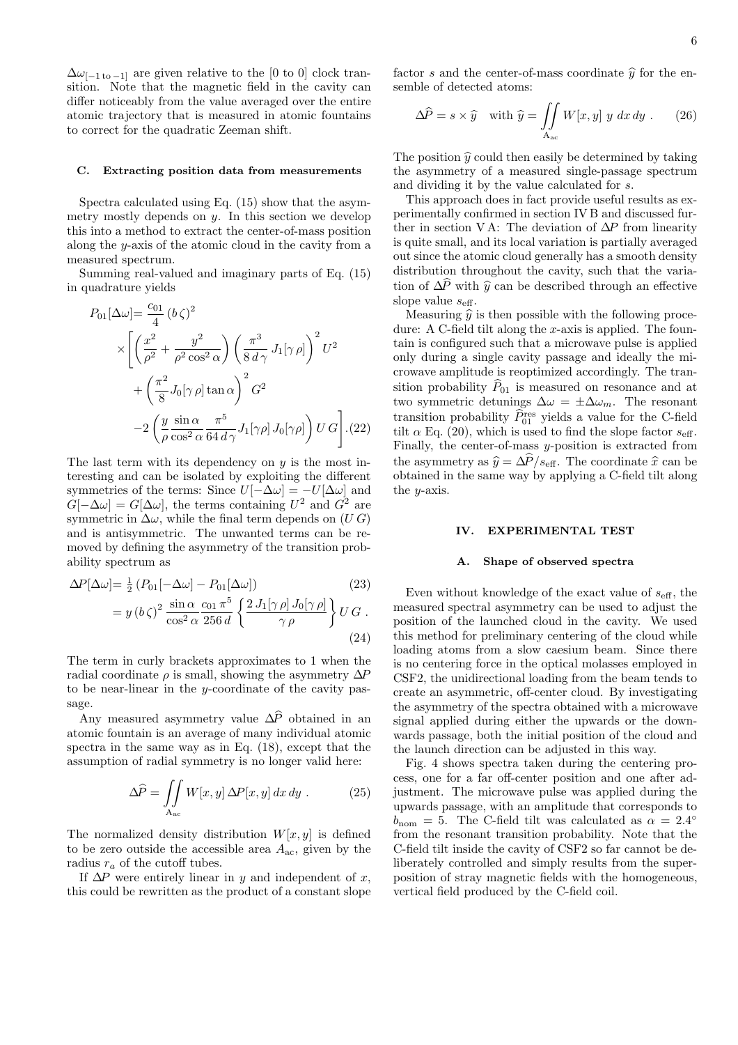$\Delta\omega_{[-1\,\text{to}\,-1]}$ are given relative to the [0 to 0] clock transition. Note that the magnetic field in the cavity can differ noticeably from the value averaged over the entire atomic trajectory that is measured in atomic fountains to correct for the quadratic Zeeman shift.

### C. Extracting position data from measurements

Spectra calculated using Eq. (15) show that the asymmetry mostly depends on $y$. In this section we develop this into a method to extract the center-of-mass position along the $y$-axis of the atomic cloud in the cavity from a measured spectrum.

Summing real-valued and imaginary parts of Eq. (15) in quadrature yields

$$
\begin{aligned}
P_{01}[\Delta\omega] =& \frac{c_{01}}{4}\,(b\,\zeta)^2 \\
&\times\Bigg[\left(\frac{x^2}{\rho^2}+\frac{y^2}{\rho^2\cos^2\alpha}\right)\left(\frac{\pi^3}{8\,d\,\gamma}\,J_1[\gamma\,\rho]\right)^2 U^2 \\
&+\left(\frac{\pi^2}{8}J_0[\gamma\,\rho]\tan\alpha\right)^2 G^2 \\
&-2\left(\frac{y}{\rho}\frac{\sin\alpha}{\cos^2\alpha}\frac{\pi^5}{64\,d\,\gamma}J_1[\gamma\rho]\,J_0[\gamma\rho]\right)U\,G\Bigg]. \quad (22)
\end{aligned}
$$

The last term with its dependency on $y$ is the most interesting and can be isolated by exploiting the different symmetries of the terms: Since $U[-\Delta\omega] = -U[\Delta\omega]$ and $G[-\Delta\omega] = G[\Delta\omega]$, the terms containing $U^2$ and $G^2$ are symmetric in $\Delta\omega$, while the final term depends on $(U\,G)$ and is antisymmetric. The unwanted terms can be removed by defining the asymmetry of the transition probability spectrum as

$$
\begin{aligned}
\Delta P[\Delta\omega] =& \tfrac{1}{2}\left(P_{01}[-\Delta\omega]-P_{01}[\Delta\omega]\right) \quad (23) \\
=& \, y\,(b\,\zeta)^2\,\frac{\sin\alpha}{\cos^2\alpha}\frac{c_{01}\,\pi^5}{256\,d}\left\{\frac{2\,J_1[\gamma\,\rho]\,J_0[\gamma\,\rho]}{\gamma\,\rho}\right\}U\,G\,. \quad (24)
\end{aligned}
$$

The term in curly brackets approximates to 1 when the radial coordinate $\rho$ is small, showing the asymmetry $\Delta P$ to be near-linear in the $y$-coordinate of the cavity passage.

Any measured asymmetry value $\widehat{\Delta P}$ obtained in an atomic fountain is an average of many individual atomic spectra in the same way as in Eq. (18), except that the assumption of radial symmetry is no longer valid here:

$$
\widehat{\Delta P} = \iint\limits_{\mathrm{A_{ac}}} W[x,y]\,\Delta P[x,y]\,dx\,dy\,. \quad (25)
$$

The normalized density distribution $W[x,y]$ is defined to be zero outside the accessible area $A_{\mathrm{ac}}$, given by the radius $r_a$ of the cutoff tubes.

If $\Delta P$ were entirely linear in $y$ and independent of $x$, this could be rewritten as the product of a constant slope factor $s$ and the center-of-mass coordinate $\widehat{y}$ for the ensemble of detected atoms:

$$
\widehat{\Delta P} = s\times\widehat{y} \quad \text{with } \widehat{y} = \iint\limits_{\mathrm{A_{ac}}} W[x,y]\;y\;dx\,dy\,. \quad (26)
$$

The position $\widehat{y}$ could then easily be determined by taking the asymmetry of a measured single-passage spectrum and dividing it by the value calculated for $s$.

This approach does in fact provide useful results as experimentally confirmed in section IV B and discussed further in section V A: The deviation of $\Delta P$ from linearity is quite small, and its local variation is partially averaged out since the atomic cloud generally has a smooth density distribution throughout the cavity, such that the variation of $\widehat{\Delta P}$ with $\widehat{y}$ can be described through an effective slope value $s_{\mathrm{eff}}$.

Measuring $\widehat{y}$ is then possible with the following procedure: A C-field tilt along the $x$-axis is applied. The fountain is configured such that a microwave pulse is applied only during a single cavity passage and ideally the microwave amplitude is reoptimized accordingly. The transition probability $\widehat{P}_{01}$ is measured on resonance and at two symmetric detunings $\Delta\omega = \pm\Delta\omega_m$. The resonant transition probability $\widehat{P}_{01}^{\mathrm{res}}$ yields a value for the C-field tilt $\alpha$ Eq. (20), which is used to find the slope factor $s_{\mathrm{eff}}$. Finally, the center-of-mass $y$-position is extracted from the asymmetry as $\widehat{y} = \widehat{\Delta P}/s_{\mathrm{eff}}$. The coordinate $\widehat{x}$ can be obtained in the same way by applying a C-field tilt along the $y$-axis.

## IV. EXPERIMENTAL TEST

### A. Shape of observed spectra

Even without knowledge of the exact value of $s_{\mathrm{eff}}$, the measured spectral asymmetry can be used to adjust the position of the launched cloud in the cavity. We used this method for preliminary centering of the cloud while loading atoms from a slow caesium beam. Since there is no centering force in the optical molasses employed in CSF2, the unidirectional loading from the beam tends to create an asymmetric, off-center cloud. By investigating the asymmetry of the spectra obtained with a microwave signal applied during either the upwards or the downwards passage, both the initial position of the cloud and the launch direction can be adjusted in this way.

Fig. 4 shows spectra taken during the centering process, one for a far off-center position and one after adjustment. The microwave pulse was applied during the upwards passage, with an amplitude that corresponds to $b_{\mathrm{nom}} = 5$. The C-field tilt was calculated as $\alpha = 2.4°$ from the resonant transition probability. Note that the C-field tilt inside the cavity of CSF2 so far cannot be deliberately controlled and simply results from the superposition of stray magnetic fields with the homogeneous, vertical field produced by the C-field coil.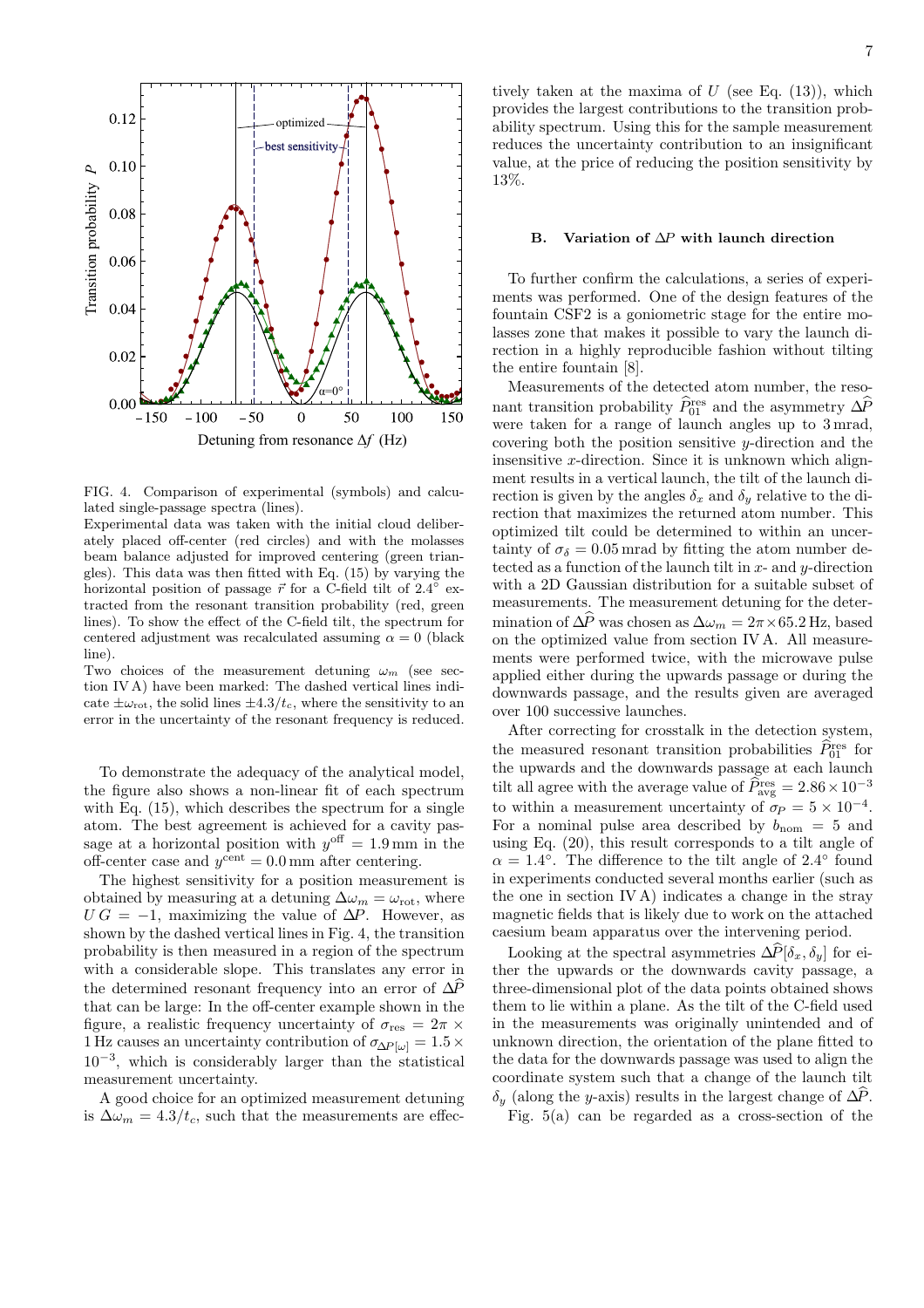FIG. 4. Comparison of experimental (symbols) and calculated single-passage spectra (lines).
Experimental data was taken with the initial cloud deliberately placed off-center (red circles) and with the molasses beam balance adjusted for improved centering (green triangles). This data was then fitted with Eq. (15) by varying the horizontal position of passage $\vec{r}$ for a C-field tilt of 2.4° extracted from the resonant transition probability (red, green lines). To show the effect of the C-field tilt, the spectrum for centered adjustment was recalculated assuming $\alpha = 0$ (black line).
Two choices of the measurement detuning $\omega_m$ (see section IV A) have been marked: The dashed vertical lines indicate $\pm\omega_{\mathrm{rot}}$, the solid lines $\pm 4.3/t_c$, where the sensitivity to an error in the uncertainty of the resonant frequency is reduced.

To demonstrate the adequacy of the analytical model, the figure also shows a non-linear fit of each spectrum with Eq. (15), which describes the spectrum for a single atom. The best agreement is achieved for a cavity passage at a horizontal position with $y^{\mathrm{off}} = 1.9\,\mathrm{mm}$ in the off-center case and $y^{\mathrm{cent}} = 0.0\,\mathrm{mm}$ after centering.

The highest sensitivity for a position measurement is obtained by measuring at a detuning $\Delta\omega_m = \omega_{\mathrm{rot}}$, where $U\,G = -1$, maximizing the value of $\Delta P$. However, as shown by the dashed vertical lines in Fig. 4, the transition probability is then measured in a region of the spectrum with a considerable slope. This translates any error in the determined resonant frequency into an error of $\Delta\widehat{P}$ that can be large: In the off-center example shown in the figure, a realistic frequency uncertainty of $\sigma_{\mathrm{res}} = 2\pi \times 1\,\mathrm{Hz}$ causes an uncertainty contribution of $\sigma_{\Delta P[\omega]} = 1.5 \times 10^{-3}$, which is considerably larger than the statistical measurement uncertainty.

A good choice for an optimized measurement detuning is $\Delta\omega_m = 4.3/t_c$, such that the measurements are effectively taken at the maxima of $U$ (see Eq. (13)), which provides the largest contributions to the transition probability spectrum. Using this for the sample measurement reduces the uncertainty contribution to an insignificant value, at the price of reducing the position sensitivity by 13%.

### B. Variation of $\Delta P$ with launch direction

To further confirm the calculations, a series of experiments was performed. One of the design features of the fountain CSF2 is a goniometric stage for the entire molasses zone that makes it possible to vary the launch direction in a highly reproducible fashion without tilting the entire fountain [8].

Measurements of the detected atom number, the resonant transition probability $\widehat{P}_{01}^{\mathrm{res}}$ and the asymmetry $\Delta\widehat{P}$ were taken for a range of launch angles up to 3 mrad, covering both the position sensitive $y$-direction and the insensitive $x$-direction. Since it is unknown which alignment results in a vertical launch, the tilt of the launch direction is given by the angles $\delta_x$ and $\delta_y$ relative to the direction that maximizes the returned atom number. This optimized tilt could be determined to within an uncertainty of $\sigma_\delta = 0.05\,\mathrm{mrad}$ by fitting the atom number detected as a function of the launch tilt in $x$- and $y$-direction with a 2D Gaussian distribution for a suitable subset of measurements. The measurement detuning for the determination of $\Delta\widehat{P}$ was chosen as $\Delta\omega_m = 2\pi\times 65.2\,\mathrm{Hz}$, based on the optimized value from section IV A. All measurements were performed twice, with the microwave pulse applied either during the upwards passage or during the downwards passage, and the results given are averaged over 100 successive launches.

After correcting for crosstalk in the detection system, the measured resonant transition probabilities $\widehat{P}_{01}^{\mathrm{res}}$ for the upwards and the downwards passage at each launch tilt all agree with the average value of $\widehat{P}_{\mathrm{avg}}^{\mathrm{res}} = 2.86\times 10^{-3}$ to within a measurement uncertainty of $\sigma_P = 5 \times 10^{-4}$. For a nominal pulse area described by $b_{\mathrm{nom}} = 5$ and using Eq. (20), this result corresponds to a tilt angle of $\alpha = 1.4°$. The difference to the tilt angle of 2.4° found in experiments conducted several months earlier (such as the one in section IV A) indicates a change in the stray magnetic fields that is likely due to work on the attached caesium beam apparatus over the intervening period.

Looking at the spectral asymmetries $\Delta\widehat{P}[\delta_x, \delta_y]$ for either the upwards or the downwards cavity passage, a three-dimensional plot of the data points obtained shows them to lie within a plane. As the tilt of the C-field used in the measurements was originally unintended and of unknown direction, the orientation of the plane fitted to the data for the downwards passage was used to align the coordinate system such that a change of the launch tilt $\delta_y$ (along the $y$-axis) results in the largest change of $\Delta\widehat{P}$.

Fig. 5(a) can be regarded as a cross-section of the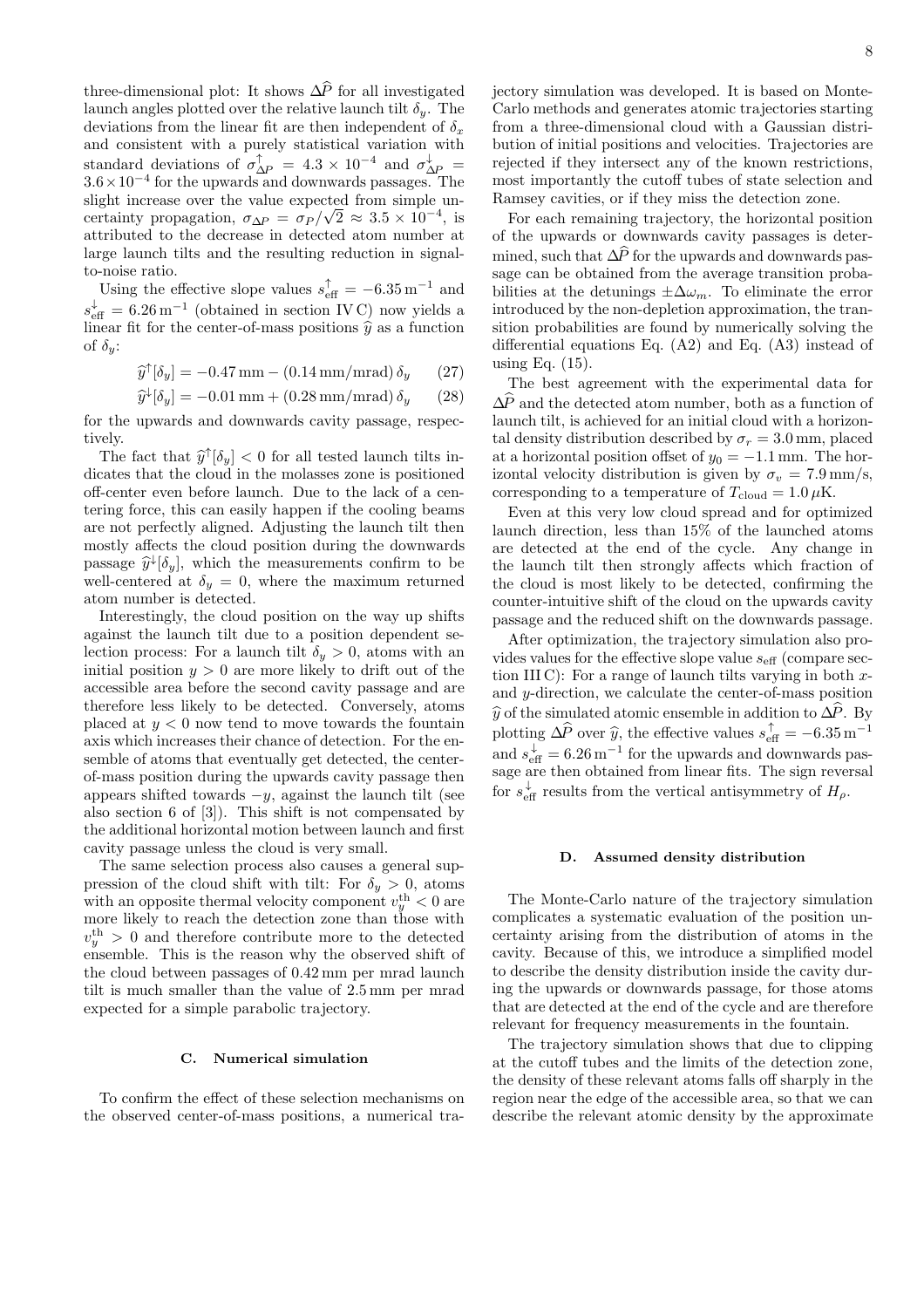three-dimensional plot: It shows $\Delta\widehat{P}$ for all investigated launch angles plotted over the relative launch tilt $\delta_y$. The deviations from the linear fit are then independent of $\delta_x$ and consistent with a purely statistical variation with standard deviations of $\sigma^{\uparrow}_{\Delta P} = 4.3 \times 10^{-4}$ and $\sigma^{\downarrow}_{\Delta P} = 3.6 \times 10^{-4}$ for the upwards and downwards passages. The slight increase over the value expected from simple uncertainty propagation, $\sigma_{\Delta P} = \sigma_P/\sqrt{2} \approx 3.5 \times 10^{-4}$, is attributed to the decrease in detected atom number at large launch tilts and the resulting reduction in signal-to-noise ratio.

Using the effective slope values $s^{\uparrow}_{\text{eff}} = -6.35\,\text{m}^{-1}$ and $s^{\downarrow}_{\text{eff}} = 6.26\,\text{m}^{-1}$ (obtained in section IV C) now yields a linear fit for the center-of-mass positions $\widehat{y}$ as a function of $\delta_y$:

$$\widehat{y}^{\uparrow}[\delta_y] = -0.47\,\text{mm} - (0.14\,\text{mm/mrad})\,\delta_y \tag{27}$$

$$\widehat{y}^{\downarrow}[\delta_y] = -0.01\,\text{mm} + (0.28\,\text{mm/mrad})\,\delta_y \tag{28}$$

for the upwards and downwards cavity passage, respectively.

The fact that $\widehat{y}^{\uparrow}[\delta_y] < 0$ for all tested launch tilts indicates that the cloud in the molasses zone is positioned off-center even before launch. Due to the lack of a centering force, this can easily happen if the cooling beams are not perfectly aligned. Adjusting the launch tilt then mostly affects the cloud position during the downwards passage $\widehat{y}^{\downarrow}[\delta_y]$, which the measurements confirm to be well-centered at $\delta_y = 0$, where the maximum returned atom number is detected.

Interestingly, the cloud position on the way up shifts against the launch tilt due to a position dependent selection process: For a launch tilt $\delta_y > 0$, atoms with an initial position $y > 0$ are more likely to drift out of the accessible area before the second cavity passage and are therefore less likely to be detected. Conversely, atoms placed at $y < 0$ now tend to move towards the fountain axis which increases their chance of detection. For the ensemble of atoms that eventually get detected, the center-of-mass position during the upwards cavity passage then appears shifted towards $-y$, against the launch tilt (see also section 6 of [3]). This shift is not compensated by the additional horizontal motion between launch and first cavity passage unless the cloud is very small.

The same selection process also causes a general suppression of the cloud shift with tilt: For $\delta_y > 0$, atoms with an opposite thermal velocity component $v^{\text{th}}_y < 0$ are more likely to reach the detection zone than those with $v^{\text{th}}_y > 0$ and therefore contribute more to the detected ensemble. This is the reason why the observed shift of the cloud between passages of 0.42 mm per mrad launch tilt is much smaller than the value of 2.5 mm per mrad expected for a simple parabolic trajectory.

### C. Numerical simulation

To confirm the effect of these selection mechanisms on the observed center-of-mass positions, a numerical trajectory simulation was developed. It is based on Monte-Carlo methods and generates atomic trajectories starting from a three-dimensional cloud with a Gaussian distribution of initial positions and velocities. Trajectories are rejected if they intersect any of the known restrictions, most importantly the cutoff tubes of state selection and Ramsey cavities, or if they miss the detection zone.

For each remaining trajectory, the horizontal position of the upwards or downwards cavity passages is determined, such that $\Delta\widehat{P}$ for the upwards and downwards passage can be obtained from the average transition probabilities at the detunings $\pm\Delta\omega_m$. To eliminate the error introduced by the non-depletion approximation, the transition probabilities are found by numerically solving the differential equations Eq. (A2) and Eq. (A3) instead of using Eq. (15).

The best agreement with the experimental data for $\Delta\widehat{P}$ and the detected atom number, both as a function of launch tilt, is achieved for an initial cloud with a horizontal density distribution described by $\sigma_r = 3.0\,\text{mm}$, placed at a horizontal position offset of $y_0 = -1.1\,\text{mm}$. The horizontal velocity distribution is given by $\sigma_v = 7.9\,\text{mm/s}$, corresponding to a temperature of $T_{\text{cloud}} = 1.0\,\mu\text{K}$.

Even at this very low cloud spread and for optimized launch direction, less than 15% of the launched atoms are detected at the end of the cycle. Any change in the launch tilt then strongly affects which fraction of the cloud is most likely to be detected, confirming the counter-intuitive shift of the cloud on the upwards cavity passage and the reduced shift on the downwards passage.

After optimization, the trajectory simulation also provides values for the effective slope value $s_{\text{eff}}$ (compare section III C): For a range of launch tilts varying in both $x$- and $y$-direction, we calculate the center-of-mass position $\widehat{y}$ of the simulated atomic ensemble in addition to $\Delta\widehat{P}$. By plotting $\Delta\widehat{P}$ over $\widehat{y}$, the effective values $s^{\uparrow}_{\text{eff}} = -6.35\,\text{m}^{-1}$ and $s^{\downarrow}_{\text{eff}} = 6.26\,\text{m}^{-1}$ for the upwards and downwards passage are then obtained from linear fits. The sign reversal for $s^{\downarrow}_{\text{eff}}$ results from the vertical antisymmetry of $H_\rho$.

### D. Assumed density distribution

The Monte-Carlo nature of the trajectory simulation complicates a systematic evaluation of the position uncertainty arising from the distribution of atoms in the cavity. Because of this, we introduce a simplified model to describe the density distribution inside the cavity during the upwards or downwards passage, for those atoms that are detected at the end of the cycle and are therefore relevant for frequency measurements in the fountain.

The trajectory simulation shows that due to clipping at the cutoff tubes and the limits of the detection zone, the density of these relevant atoms falls off sharply in the region near the edge of the accessible area, so that we can describe the relevant atomic density by the approximate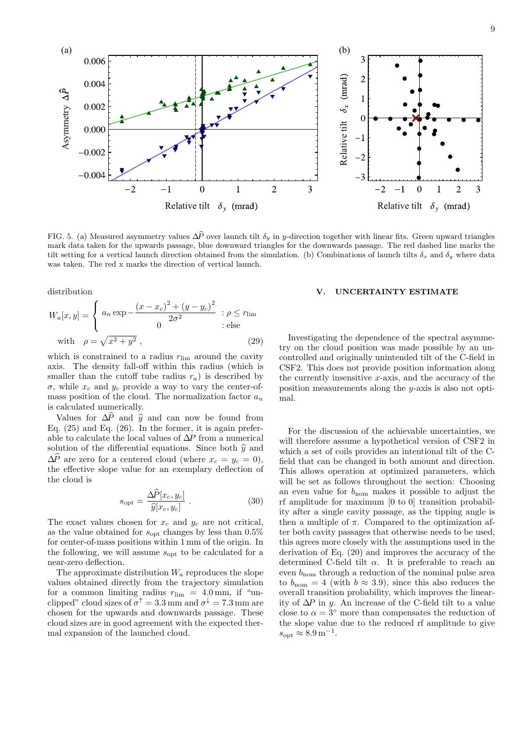FIG. 5. (a) Measured asymmetry values $\Delta\widehat{P}$ over launch tilt $\delta_y$ in $y$-direction together with linear fits. Green upward triangles mark data taken for the upwards passage, blue downward triangles for the downwards passage. The red dashed line marks the tilt setting for a vertical launch direction obtained from the simulation. (b) Combinations of launch tilts $\delta_x$ and $\delta_y$ where data was taken. The red x marks the direction of vertical launch.

distribution

$$W_a[x, y] = \begin{cases} a_n \exp - \dfrac{(x - x_c)^2 + (y - y_c)^2}{2\sigma^2} & : \rho \leq r_{\text{lim}} \\ 0 & : \text{else} \end{cases}$$
$$\text{with} \quad \rho = \sqrt{x^2 + y^2} \; , \tag{29}$$

which is constrained to a radius $r_{\text{lim}}$ around the cavity axis. The density fall-off within this radius (which is smaller than the cutoff tube radius $r_a$) is described by $\sigma$, while $x_c$ and $y_c$ provide a way to vary the center-of-mass position of the cloud. The normalization factor $a_n$ is calculated numerically.

Values for $\Delta\widehat{P}$ and $\widehat{y}$ and can now be found from Eq. (25) and Eq. (26). In the former, it is again preferable to calculate the local values of $\Delta P$ from a numerical solution of the differential equations. Since both $\widehat{y}$ and $\Delta\widehat{P}$ are zero for a centered cloud (where $x_c = y_c = 0$), the effective slope value for an exemplary deflection of the cloud is

$$s_{\text{opt}} = \frac{\Delta\widehat{P}[x_c, y_c]}{\widehat{y}[x_c, y_c]} \; . \tag{30}$$

The exact values chosen for $x_c$ and $y_c$ are not critical, as the value obtained for $s_{\text{opt}}$ changes by less than 0.5% for center-of-mass positions within 1 mm of the origin. In the following, we will assume $s_{\text{opt}}$ to be calculated for a near-zero deflection.

The approximate distribution $W_a$ reproduces the slope values obtained directly from the trajectory simulation for a common limiting radius $r_{\text{lim}} = 4.0\,\text{mm}$, if "unclipped" cloud sizes of $\sigma^{\uparrow} = 3.3\,\text{mm}$ and $\sigma^{\downarrow} = 7.3\,\text{mm}$ are chosen for the upwards and downwards passage. These cloud sizes are in good agreement with the expected thermal expansion of the launched cloud.

## V. UNCERTAINTY ESTIMATE

Investigating the dependence of the spectral asymmetry on the cloud position was made possible by an uncontrolled and originally unintended tilt of the C-field in CSF2. This does not provide position information along the currently insensitive $x$-axis, and the accuracy of the position measurements along the $y$-axis is also not optimal.

For the discussion of the achievable uncertainties, we will therefore assume a hypothetical version of CSF2 in which a set of coils provides an intentional tilt of the C-field that can be changed in both amount and direction. This allows operation at optimized parameters, which will be set as follows throughout the section: Choosing an even value for $b_{\text{nom}}$ makes it possible to adjust the rf amplitude for maximum [0 to 0] transition probability after a single cavity passage, as the tipping angle is then a multiple of $\pi$. Compared to the optimization after both cavity passages that otherwise needs to be used, this agrees more closely with the assumptions used in the derivation of Eq. (20) and improves the accuracy of the determined C-field tilt $\alpha$. It is preferable to reach an even $b_{\text{nom}}$ through a reduction of the nominal pulse area to $b_{\text{nom}} = 4$ (with $b \approx 3.9$), since this also reduces the overall transition probability, which improves the linearity of $\Delta P$ in $y$. An increase of the C-field tilt to a value close to $\alpha = 3^{\circ}$ more than compensates the reduction of the slope value due to the reduced rf amplitude to give $s_{\text{opt}} \approx 8.9\,\text{m}^{-1}$.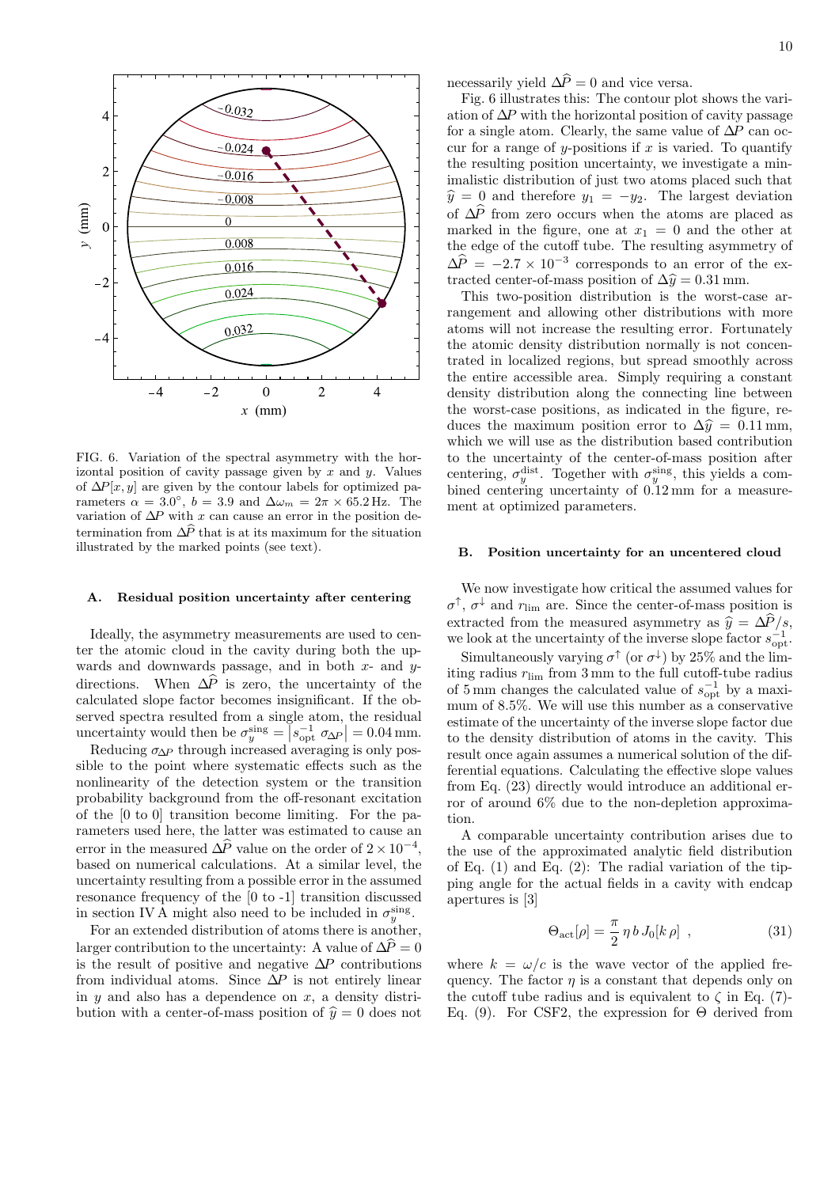FIG. 6. Variation of the spectral asymmetry with the horizontal position of cavity passage given by $x$ and $y$. Values of $\Delta P[x, y]$ are given by the contour labels for optimized parameters $\alpha = 3.0°$, $b = 3.9$ and $\Delta\omega_m = 2\pi \times 65.2$ Hz. The variation of $\Delta P$ with $x$ can cause an error in the position determination from $\Delta\widehat{P}$ that is at its maximum for the situation illustrated by the marked points (see text).

### A. Residual position uncertainty after centering

Ideally, the asymmetry measurements are used to center the atomic cloud in the cavity during both the upwards and downwards passage, and in both $x$- and $y$-directions. When $\Delta\widehat{P}$ is zero, the uncertainty of the calculated slope factor becomes insignificant. If the observed spectra resulted from a single atom, the residual uncertainty would then be $\sigma_y^{\text{sing}} = \left| s_{\text{opt}}^{-1} \, \sigma_{\Delta P} \right| = 0.04$ mm.

Reducing $\sigma_{\Delta P}$ through increased averaging is only possible to the point where systematic effects such as the nonlinearity of the detection system or the transition probability background from the off-resonant excitation of the [0 to 0] transition become limiting. For the parameters used here, the latter was estimated to cause an error in the measured $\Delta\widehat{P}$ value on the order of $2 \times 10^{-4}$, based on numerical calculations. At a similar level, the uncertainty resulting from a possible error in the assumed resonance frequency of the [0 to -1] transition discussed in section IV A might also need to be included in $\sigma_y^{\text{sing}}$.

For an extended distribution of atoms there is another, larger contribution to the uncertainty: A value of $\Delta\widehat{P} = 0$ is the result of positive and negative $\Delta P$ contributions from individual atoms. Since $\Delta P$ is not entirely linear in $y$ and also has a dependence on $x$, a density distribution with a center-of-mass position of $\widehat{y} = 0$ does not necessarily yield $\Delta\widehat{P} = 0$ and vice versa.

Fig. 6 illustrates this: The contour plot shows the variation of $\Delta P$ with the horizontal position of cavity passage for a single atom. Clearly, the same value of $\Delta P$ can occur for a range of $y$-positions if $x$ is varied. To quantify the resulting position uncertainty, we investigate a minimalistic distribution of just two atoms placed such that $\widehat{y} = 0$ and therefore $y_1 = -y_2$. The largest deviation of $\Delta\widehat{P}$ from zero occurs when the atoms are placed as marked in the figure, one at $x_1 = 0$ and the other at the edge of the cutoff tube. The resulting asymmetry of $\Delta\widehat{P} = -2.7 \times 10^{-3}$ corresponds to an error of the extracted center-of-mass position of $\Delta\widehat{y} = 0.31$ mm.

This two-position distribution is the worst-case arrangement and allowing other distributions with more atoms will not increase the resulting error. Fortunately the atomic density distribution normally is not concentrated in localized regions, but spread smoothly across the entire accessible area. Simply requiring a constant density distribution along the connecting line between the worst-case positions, as indicated in the figure, reduces the maximum position error to $\Delta\widehat{y} = 0.11$ mm, which we will use as the distribution based contribution to the uncertainty of the center-of-mass position after centering, $\sigma_y^{\text{dist}}$. Together with $\sigma_y^{\text{sing}}$, this yields a combined centering uncertainty of 0.12 mm for a measurement at optimized parameters.

### B. Position uncertainty for an uncentered cloud

We now investigate how critical the assumed values for $\sigma^{\uparrow}$, $\sigma^{\downarrow}$ and $r_{\text{lim}}$ are. Since the center-of-mass position is extracted from the measured asymmetry as $\widehat{y} = \Delta\widehat{P}/s$, we look at the uncertainty of the inverse slope factor $s_{\text{opt}}^{-1}$.

Simultaneously varying $\sigma^{\uparrow}$ (or $\sigma^{\downarrow}$) by 25% and the limiting radius $r_{\text{lim}}$ from 3 mm to the full cutoff-tube radius of 5 mm changes the calculated value of $s_{\text{opt}}^{-1}$ by a maximum of 8.5%. We will use this number as a conservative estimate of the uncertainty of the inverse slope factor due to the density distribution of atoms in the cavity. This result once again assumes a numerical solution of the differential equations. Calculating the effective slope values from Eq. (23) directly would introduce an additional error of around 6% due to the non-depletion approximation.

A comparable uncertainty contribution arises due to the use of the approximated analytic field distribution of Eq. (1) and Eq. (2): The radial variation of the tipping angle for the actual fields in a cavity with endcap apertures is [3]

$$\Theta_{\text{act}}[\rho] = \frac{\pi}{2} \, \eta \, b \, J_0[k \, \rho] \ , \tag{31}$$

where $k = \omega/c$ is the wave vector of the applied frequency. The factor $\eta$ is a constant that depends only on the cutoff tube radius and is equivalent to $\zeta$ in Eq. (7)-Eq. (9). For CSF2, the expression for $\Theta$ derived from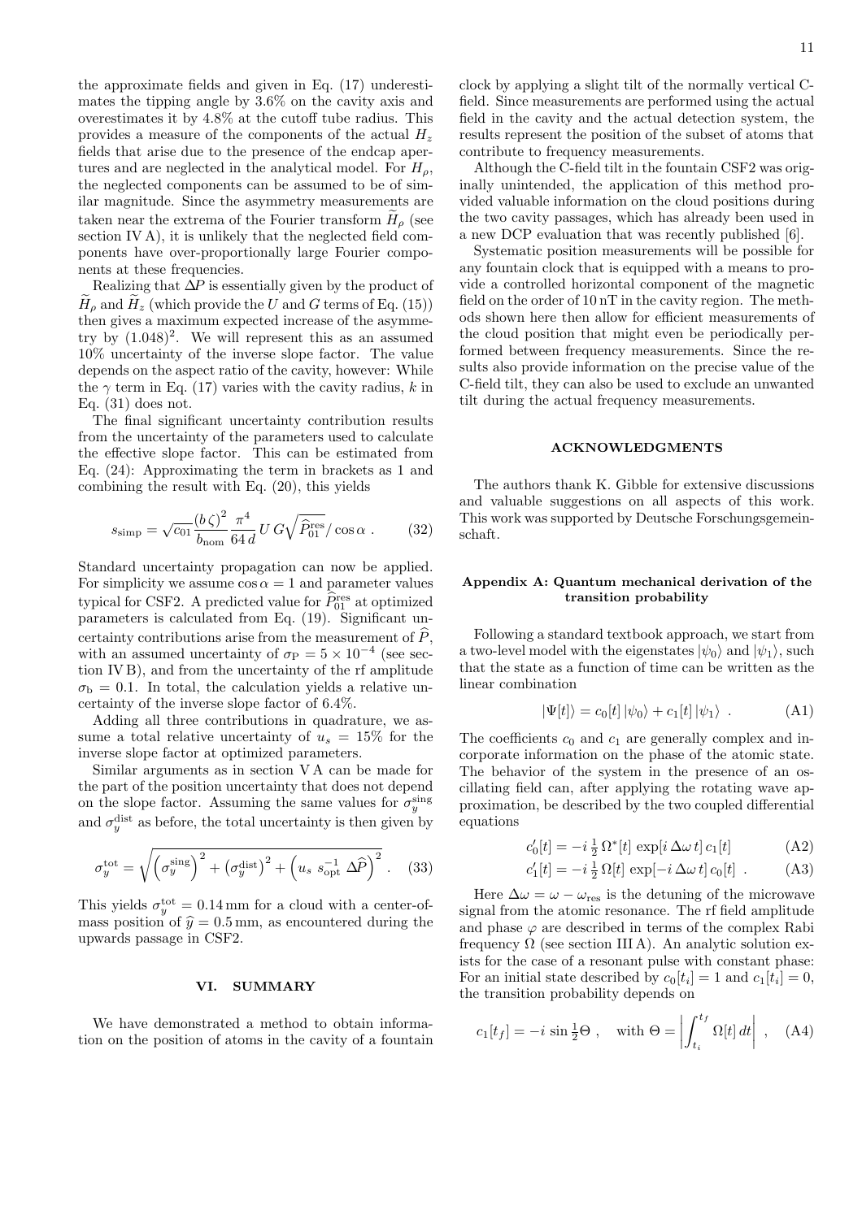the approximate fields and given in Eq. (17) underestimates the tipping angle by 3.6% on the cavity axis and overestimates it by 4.8% at the cutoff tube radius. This provides a measure of the components of the actual $H_z$ fields that arise due to the presence of the endcap apertures and are neglected in the analytical model. For $H_\rho$, the neglected components can be assumed to be of similar magnitude. Since the asymmetry measurements are taken near the extrema of the Fourier transform $\widetilde{H}_\rho$ (see section IV A), it is unlikely that the neglected field components have over-proportionally large Fourier components at these frequencies.

Realizing that $\Delta P$ is essentially given by the product of $\widetilde{H}_\rho$ and $\widetilde{H}_z$ (which provide the $U$ and $G$ terms of Eq. (15)) then gives a maximum expected increase of the asymmetry by $(1.048)^2$. We will represent this as an assumed 10% uncertainty of the inverse slope factor. The value depends on the aspect ratio of the cavity, however: While the $\gamma$ term in Eq. (17) varies with the cavity radius, $k$ in Eq. (31) does not.

The final significant uncertainty contribution results from the uncertainty of the parameters used to calculate the effective slope factor. This can be estimated from Eq. (24): Approximating the term in brackets as 1 and combining the result with Eq. (20), this yields

$$s_{\text{simp}} = \sqrt{c_{01}}\,\frac{(b\,\zeta)^2}{b_{\text{nom}}}\,\frac{\pi^4}{64\,d}\,U\,G\sqrt{\widehat{P}_{01}^{\text{res}}}/\cos\alpha\ . \tag{32}$$

Standard uncertainty propagation can now be applied. For simplicity we assume $\cos\alpha = 1$ and parameter values typical for CSF2. A predicted value for $\widehat{P}_{01}^{\text{res}}$ at optimized parameters is calculated from Eq. (19). Significant uncertainty contributions arise from the measurement of $\widehat{P}$, with an assumed uncertainty of $\sigma_{\text{P}} = 5\times10^{-4}$ (see section IV B), and from the uncertainty of the rf amplitude $\sigma_{\text{b}} = 0.1$. In total, the calculation yields a relative uncertainty of the inverse slope factor of 6.4%.

Adding all three contributions in quadrature, we assume a total relative uncertainty of $u_s = 15\%$ for the inverse slope factor at optimized parameters.

Similar arguments as in section V A can be made for the part of the position uncertainty that does not depend on the slope factor. Assuming the same values for $\sigma_y^{\text{sing}}$ and $\sigma_y^{\text{dist}}$ as before, the total uncertainty is then given by

$$\sigma_y^{\text{tot}} = \sqrt{\left(\sigma_y^{\text{sing}}\right)^2 + \left(\sigma_y^{\text{dist}}\right)^2 + \left(u_s\ s_{\text{opt}}^{-1}\ \Delta\widehat{P}\right)^2}\ . \tag{33}$$

This yields $\sigma_y^{\text{tot}} = 0.14\,\text{mm}$ for a cloud with a center-of-mass position of $\widehat{y} = 0.5\,\text{mm}$, as encountered during the upwards passage in CSF2.

## VI. SUMMARY

We have demonstrated a method to obtain information on the position of atoms in the cavity of a fountain clock by applying a slight tilt of the normally vertical C-field. Since measurements are performed using the actual field in the cavity and the actual detection system, the results represent the position of the subset of atoms that contribute to frequency measurements.

Although the C-field tilt in the fountain CSF2 was originally unintended, the application of this method provided valuable information on the cloud positions during the two cavity passages, which has already been used in a new DCP evaluation that was recently published [6].

Systematic position measurements will be possible for any fountain clock that is equipped with a means to provide a controlled horizontal component of the magnetic field on the order of 10 nT in the cavity region. The methods shown here then allow for efficient measurements of the cloud position that might even be periodically performed between frequency measurements. Since the results also provide information on the precise value of the C-field tilt, they can also be used to exclude an unwanted tilt during the actual frequency measurements.

## ACKNOWLEDGMENTS

The authors thank K. Gibble for extensive discussions and valuable suggestions on all aspects of this work. This work was supported by Deutsche Forschungsgemeinschaft.

### Appendix A: Quantum mechanical derivation of the transition probability

Following a standard textbook approach, we start from a two-level model with the eigenstates $|\psi_0\rangle$ and $|\psi_1\rangle$, such that the state as a function of time can be written as the linear combination

$$|\Psi[t]\rangle = c_0[t]\,|\psi_0\rangle + c_1[t]\,|\psi_1\rangle\ . \tag{A1}$$

The coefficients $c_0$ and $c_1$ are generally complex and incorporate information on the phase of the atomic state. The behavior of the system in the presence of an oscillating field can, after applying the rotating wave approximation, be described by the two coupled differential equations

$$c_0'[t] = -i\,\tfrac{1}{2}\,\Omega^*[t]\,\exp[i\,\Delta\omega\,t]\,c_1[t] \tag{A2}$$

$$c_1'[t] = -i\,\tfrac{1}{2}\,\Omega[t]\,\exp[-i\,\Delta\omega\,t]\,c_0[t]\ . \tag{A3}$$

Here $\Delta\omega = \omega - \omega_{\text{res}}$ is the detuning of the microwave signal from the atomic resonance. The rf field amplitude and phase $\varphi$ are described in terms of the complex Rabi frequency $\Omega$ (see section III A). An analytic solution exists for the case of a resonant pulse with constant phase: For an initial state described by $c_0[t_i] = 1$ and $c_1[t_i] = 0$, the transition probability depends on

$$c_1[t_f] = -i\,\sin\tfrac{1}{2}\Theta\ , \quad \text{with } \Theta = \left|\int_{t_i}^{t_f}\Omega[t]\,dt\right|\ , \tag{A4}$$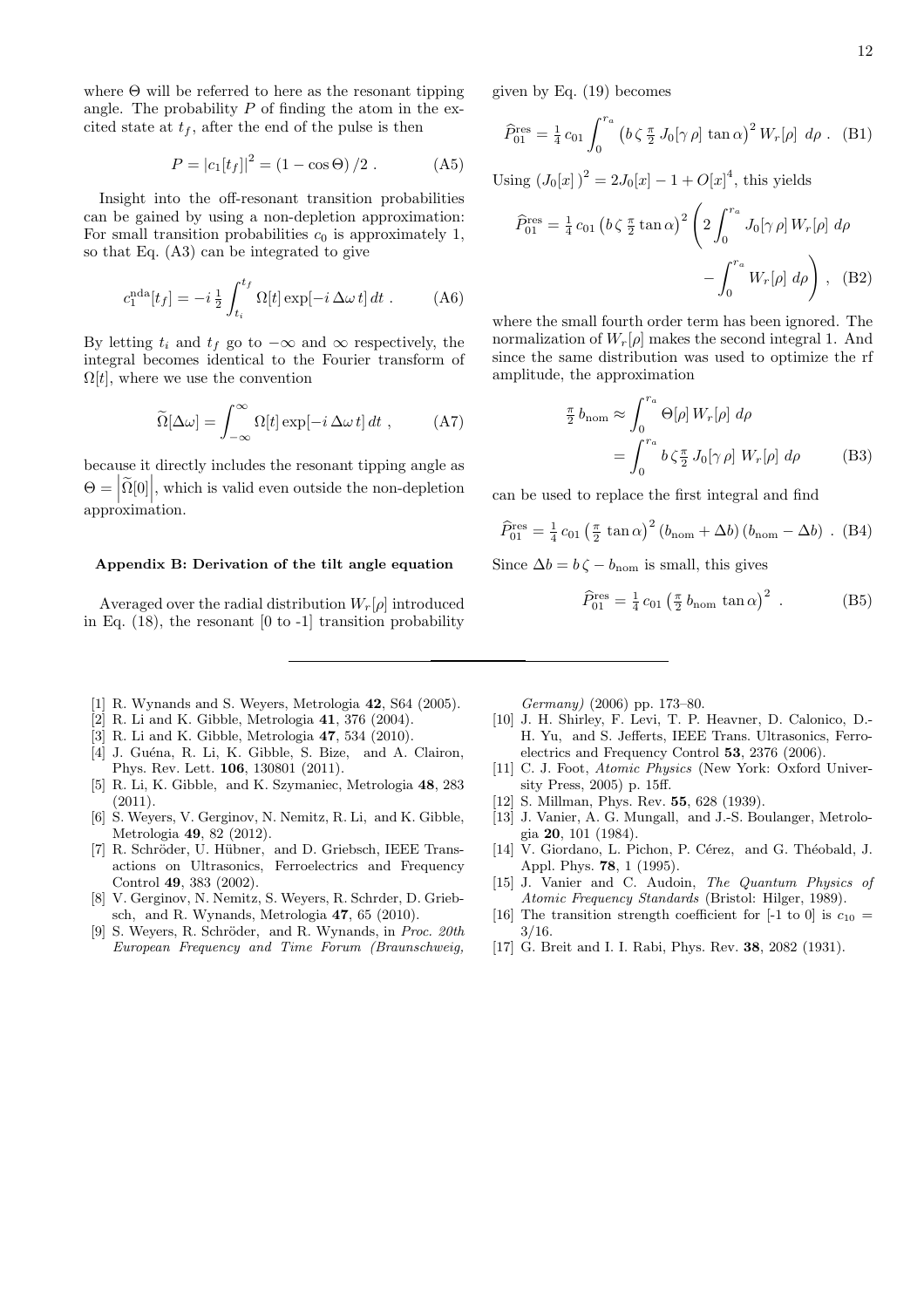where $\Theta$ will be referred to here as the resonant tipping angle. The probability $P$ of finding the atom in the excited state at $t_f$, after the end of the pulse is then

$$P = |c_1[t_f]|^2 = (1 - \cos\Theta)/2 \; . \tag{A5}$$

Insight into the off-resonant transition probabilities can be gained by using a non-depletion approximation: For small transition probabilities $c_0$ is approximately 1, so that Eq. (A3) can be integrated to give

$$c_1^{\mathrm{nda}}[t_f] = -i\,\tfrac{1}{2}\int_{t_i}^{t_f} \Omega[t] \exp[-i\,\Delta\omega\, t]\, dt \; . \tag{A6}$$

By letting $t_i$ and $t_f$ go to $-\infty$ and $\infty$ respectively, the integral becomes identical to the Fourier transform of $\Omega[t]$, where we use the convention

$$\widetilde{\Omega}[\Delta\omega] = \int_{-\infty}^{\infty} \Omega[t] \exp[-i\,\Delta\omega\, t]\, dt \; , \tag{A7}$$

because it directly includes the resonant tipping angle as $\Theta = \left|\widetilde{\Omega}[0]\right|$, which is valid even outside the non-depletion approximation.

### Appendix B: Derivation of the tilt angle equation

Averaged over the radial distribution $W_r[\rho]$ introduced in Eq. (18), the resonant [0 to -1] transition probability given by Eq. (19) becomes

$$\widehat{P}_{01}^{\mathrm{res}} = \tfrac{1}{4}\, c_{01} \int_0^{r_a} \left(b\,\zeta\,\tfrac{\pi}{2}\, J_0[\gamma\,\rho]\, \tan\alpha\right)^2 W_r[\rho]\;\, d\rho \; . \tag{B1}$$

Using $\left(J_0[x]\right)^2 = 2J_0[x] - 1 + O[x]^4$, this yields

$$\widehat{P}_{01}^{\mathrm{res}} = \tfrac{1}{4}\, c_{01} \left(b\,\zeta\,\tfrac{\pi}{2}\tan\alpha\right)^2 \left(2\int_0^{r_a} J_0[\gamma\,\rho]\, W_r[\rho]\;\, d\rho - \int_0^{r_a} W_r[\rho]\;\, d\rho\right) , \tag{B2}$$

where the small fourth order term has been ignored. The normalization of $W_r[\rho]$ makes the second integral 1. And since the same distribution was used to optimize the rf amplitude, the approximation

$$\begin{aligned} \tfrac{\pi}{2}\, b_{\mathrm{nom}} &\approx \int_0^{r_a} \Theta[\rho]\, W_r[\rho]\;\, d\rho \\ &= \int_0^{r_a} b\,\zeta\,\tfrac{\pi}{2}\, J_0[\gamma\,\rho]\;\, W_r[\rho]\;\, d\rho \end{aligned} \tag{B3}$$

can be used to replace the first integral and find

$$\widehat{P}_{01}^{\mathrm{res}} = \tfrac{1}{4}\, c_{01} \left(\tfrac{\pi}{2}\,\tan\alpha\right)^2 (b_{\mathrm{nom}} + \Delta b)\,(b_{\mathrm{nom}} - \Delta b) \; . \tag{B4}$$

Since $\Delta b = b\,\zeta - b_{\mathrm{nom}}$ is small, this gives

$$\widehat{P}_{01}^{\mathrm{res}} = \tfrac{1}{4}\, c_{01} \left(\tfrac{\pi}{2}\, b_{\mathrm{nom}}\, \tan\alpha\right)^2 \; . \tag{B5}$$

---

[1] R. Wynands and S. Weyers, Metrologia **42**, S64 (2005).

[2] R. Li and K. Gibble, Metrologia **41**, 376 (2004).

[3] R. Li and K. Gibble, Metrologia **47**, 534 (2010).

[4] J. Guéna, R. Li, K. Gibble, S. Bize, and A. Clairon, Phys. Rev. Lett. **106**, 130801 (2011).

[5] R. Li, K. Gibble, and K. Szymaniec, Metrologia **48**, 283 (2011).

[6] S. Weyers, V. Gerginov, N. Nemitz, R. Li, and K. Gibble, Metrologia **49**, 82 (2012).

[7] R. Schröder, U. Hübner, and D. Griebsch, IEEE Transactions on Ultrasonics, Ferroelectrics and Frequency Control **49**, 383 (2002).

[8] V. Gerginov, N. Nemitz, S. Weyers, R. Schrder, D. Griebsch, and R. Wynands, Metrologia **47**, 65 (2010).

[9] S. Weyers, R. Schröder, and R. Wynands, in *Proc. 20th European Frequency and Time Forum (Braunschweig, Germany)* (2006) pp. 173–80.

[10] J. H. Shirley, F. Levi, T. P. Heavner, D. Calonico, D.-H. Yu, and S. Jefferts, IEEE Trans. Ultrasonics, Ferroelectrics and Frequency Control **53**, 2376 (2006).

[11] C. J. Foot, *Atomic Physics* (New York: Oxford University Press, 2005) p. 15ff.

[12] S. Millman, Phys. Rev. **55**, 628 (1939).

[13] J. Vanier, A. G. Mungall, and J.-S. Boulanger, Metrologia **20**, 101 (1984).

[14] V. Giordano, L. Pichon, P. Cérez, and G. Théobald, J. Appl. Phys. **78**, 1 (1995).

[15] J. Vanier and C. Audoin, *The Quantum Physics of Atomic Frequency Standards* (Bristol: Hilger, 1989).

[16] The transition strength coefficient for [-1 to 0] is $c_{10} = 3/16$.

[17] G. Breit and I. I. Rabi, Phys. Rev. **38**, 2082 (1931).